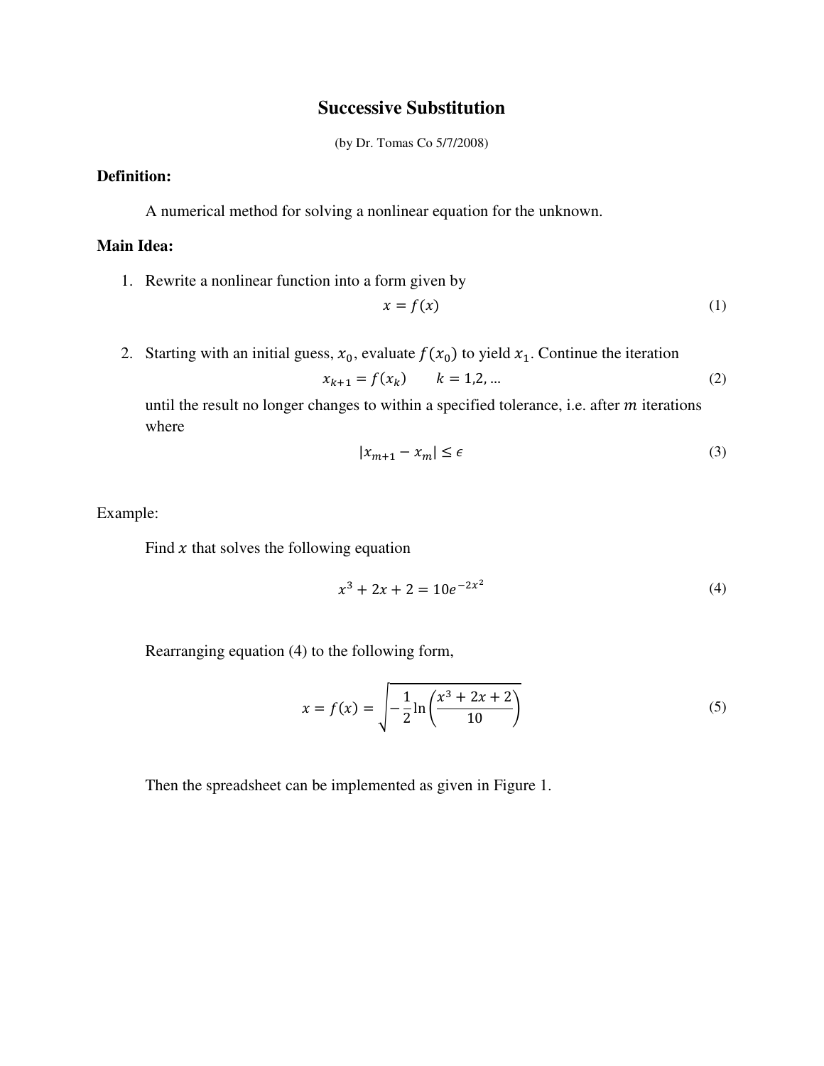# Successive Substitution

(by Dr. Tomas Co 5/7/2008)

**Definition:**

A numerical method for solving a nonlinear equation for the unknown.

**Main Idea:**

1. Rewrite a nonlinear function into a form given by
$$x = f(x) \tag{1}$$

2. Starting with an initial guess, $x_0$, evaluate $f(x_0)$ to yield $x_1$. Continue the iteration
$$x_{k+1} = f(x_k) \qquad k = 1,2, \ldots \tag{2}$$
until the result no longer changes to within a specified tolerance, i.e. after $m$ iterations where
$$|x_{m+1} - x_m| \leq \epsilon \tag{3}$$

Example:

Find $x$ that solves the following equation

$$x^3 + 2x + 2 = 10e^{-2x^2} \tag{4}$$

Rearranging equation (4) to the following form,

$$x = f(x) = \sqrt{-\frac{1}{2}\ln\left(\frac{x^3 + 2x + 2}{10}\right)} \tag{5}$$

Then the spreadsheet can be implemented as given in Figure 1.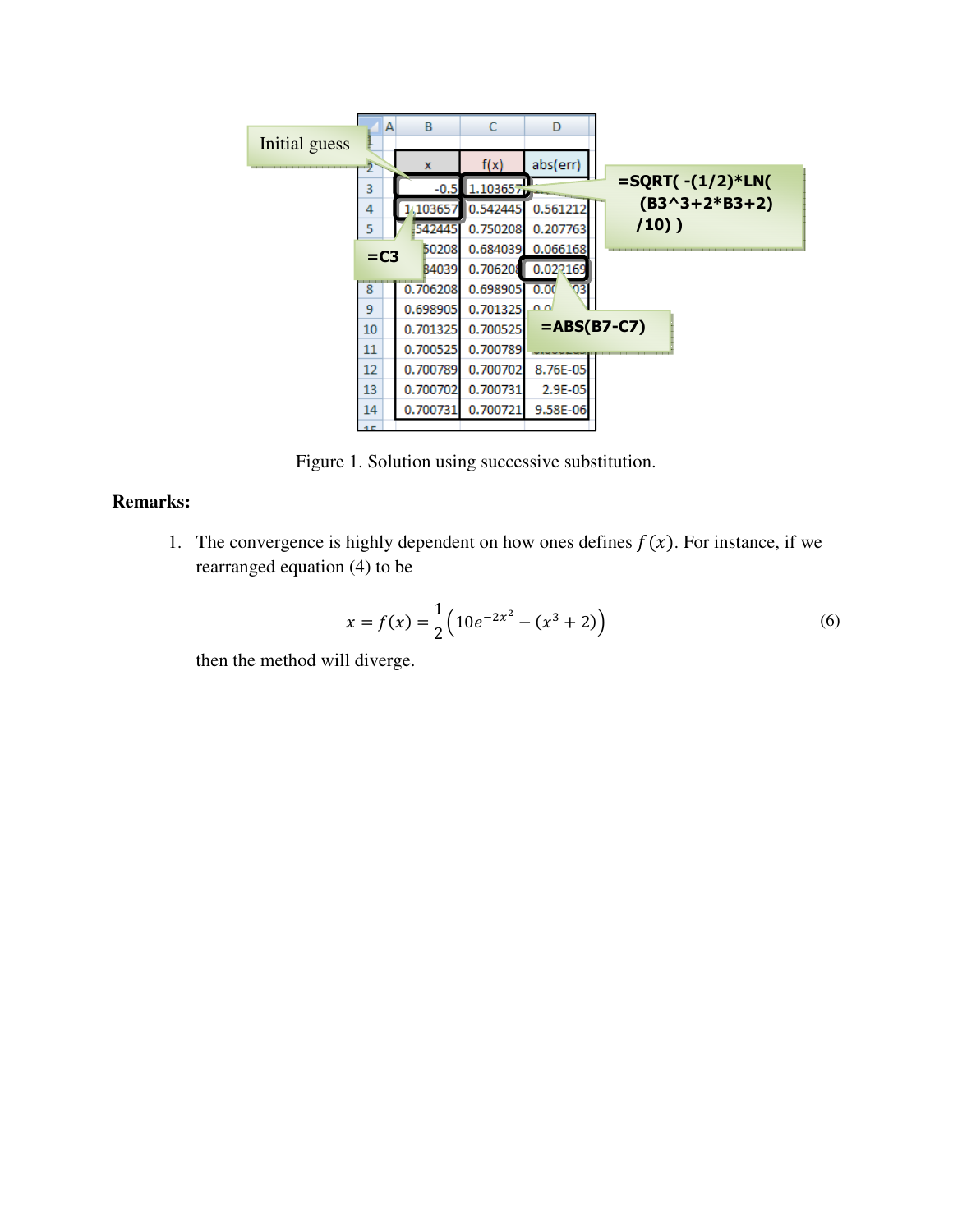| | A | B | C | D |
|---|---|---|---|---|
| 1 | | | | |
| 2 | | x | f(x) | abs(err) |
| 3 | | -0.5 | 1.103657 | |
| 4 | | 1.103657 | 0.542445 | 0.561212 |
| 5 | | 0.542445 | 0.750208 | 0.207763 |
| 6 | | 0.750208 | 0.684039 | 0.066168 |
| 7 | | 0.684039 | 0.706208 | 0.022169 |
| 8 | | 0.706208 | 0.698905 | 0.00...03 |
| 9 | | 0.698905 | 0.701325 | 0.0... |
| 10 | | 0.701325 | 0.700525 | |
| 11 | | 0.700525 | 0.700789 | |
| 12 | | 0.700789 | 0.700702 | 8.76E-05 |
| 13 | | 0.700702 | 0.700731 | 2.9E-05 |
| 14 | | 0.700731 | 0.700721 | 9.58E-06 |

Callouts: Initial guess (B3); =C3 (B4); =SQRT( -(1/2)*LN( (B3^3+2*B3+2) /10) ) (C3); =ABS(B7-C7) (D7)

Figure 1. Solution using successive substitution.

**Remarks:**

1. The convergence is highly dependent on how ones defines $f(x)$. For instance, if we rearranged equation (4) to be

$$x = f(x) = \frac{1}{2}\left(10e^{-2x^2} - (x^3 + 2)\right) \tag{6}$$

then the method will diverge.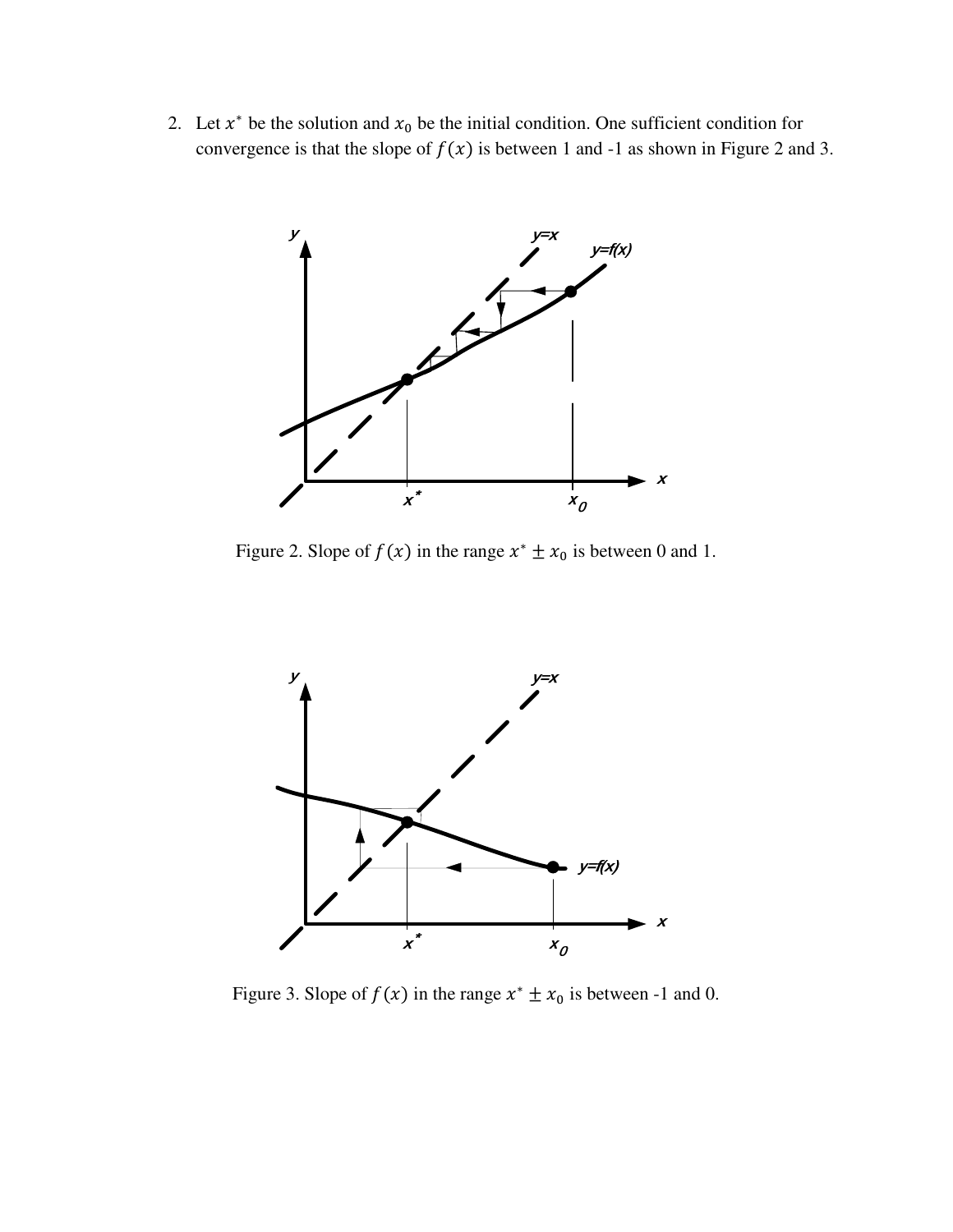2. Let $x^*$ be the solution and $x_0$ be the initial condition. One sufficient condition for convergence is that the slope of $f(x)$ is between 1 and -1 as shown in Figure 2 and 3.

y

y=x

y=f(x)

x

$x^*$

$x_0$

Figure 2. Slope of $f(x)$ in the range $x^* \pm x_0$ is between 0 and 1.

y

y=x

y=f(x)

x

$x^*$

$x_0$

Figure 3. Slope of $f(x)$ in the range $x^* \pm x_0$ is between -1 and 0.